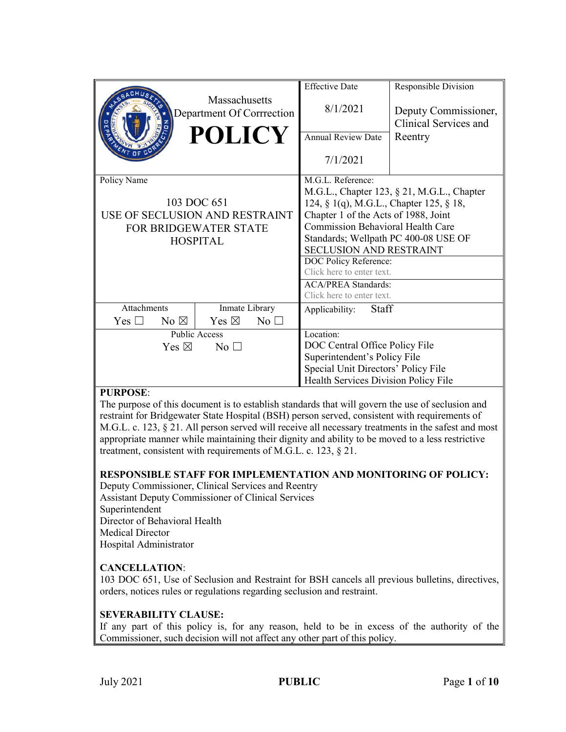| Massachusetts Department Of Corrrection **POLICY** | Effective Date 8/1/2021 | Responsible Division Deputy Commissioner, Clinical Services and Reentry |
|---|---|---|
| | Annual Review Date 7/1/2021 | |
| Policy Name 103 DOC 651 USE OF SECLUSION AND RESTRAINT FOR BRIDGEWATER STATE HOSPITAL | M.G.L. Reference: M.G.L., Chapter 123, § 21, M.G.L., Chapter 124, § 1(q), M.G.L., Chapter 125, § 18, Chapter 1 of the Acts of 1988, Joint Commission Behavioral Health Care Standards; Wellpath PC 400-08 USE OF SECLUSION AND RESTRAINT | |
| | DOC Policy Reference: Click here to enter text. | |
| | ACA/PREA Standards: Click here to enter text. | |
| Attachments Yes ☐ No ☒ / Inmate Library Yes ☒ No ☐ | Applicability: Staff | |
| Public Access Yes ☒ No ☐ | Location: DOC Central Office Policy File, Superintendent's Policy File, Special Unit Directors' Policy File, Health Services Division Policy File | |

**PURPOSE**:

The purpose of this document is to establish standards that will govern the use of seclusion and restraint for Bridgewater State Hospital (BSH) person served, consistent with requirements of M.G.L. c. 123, § 21. All person served will receive all necessary treatments in the safest and most appropriate manner while maintaining their dignity and ability to be moved to a less restrictive treatment, consistent with requirements of M.G.L. c. 123, § 21.

**RESPONSIBLE STAFF FOR IMPLEMENTATION AND MONITORING OF POLICY:**

Deputy Commissioner, Clinical Services and Reentry
Assistant Deputy Commissioner of Clinical Services
Superintendent
Director of Behavioral Health
Medical Director
Hospital Administrator

**CANCELLATION**:

103 DOC 651, Use of Seclusion and Restraint for BSH cancels all previous bulletins, directives, orders, notices rules or regulations regarding seclusion and restraint.

**SEVERABILITY CLAUSE:**

If any part of this policy is, for any reason, held to be in excess of the authority of the Commissioner, such decision will not affect any other part of this policy.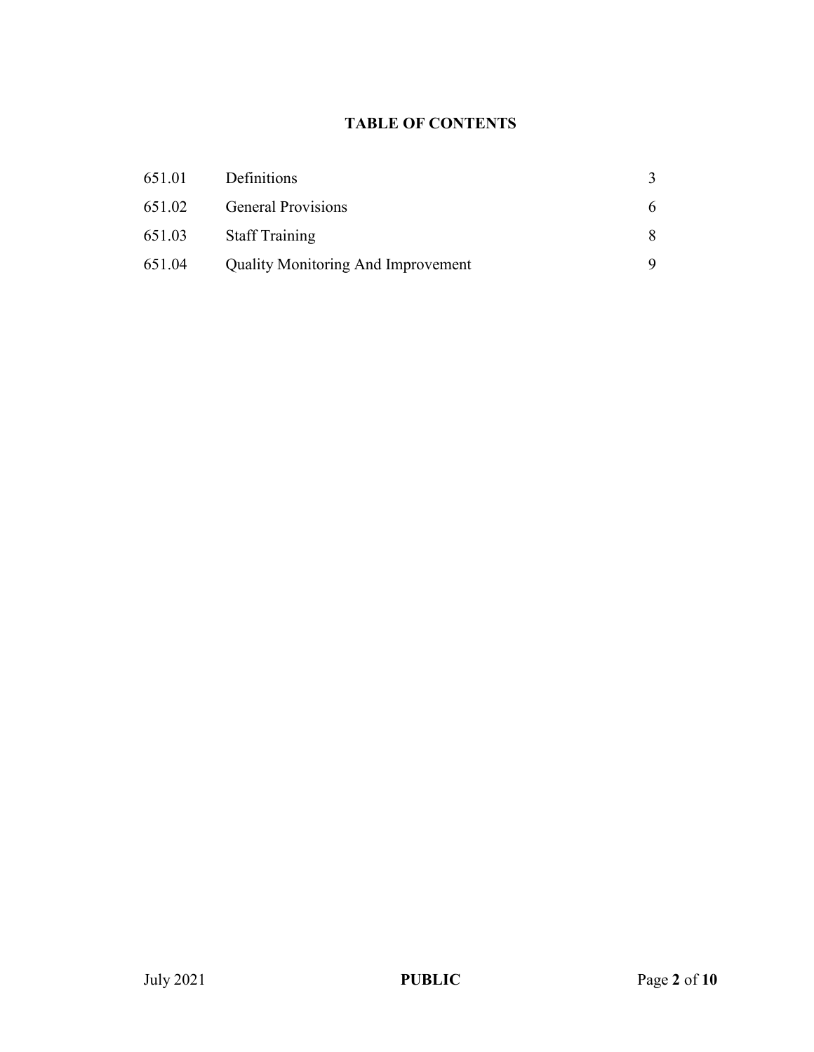# TABLE OF CONTENTS

| | | |
|---|---|---|
| 651.01 | Definitions | 3 |
| 651.02 | General Provisions | 6 |
| 651.03 | Staff Training | 8 |
| 651.04 | Quality Monitoring And Improvement | 9 |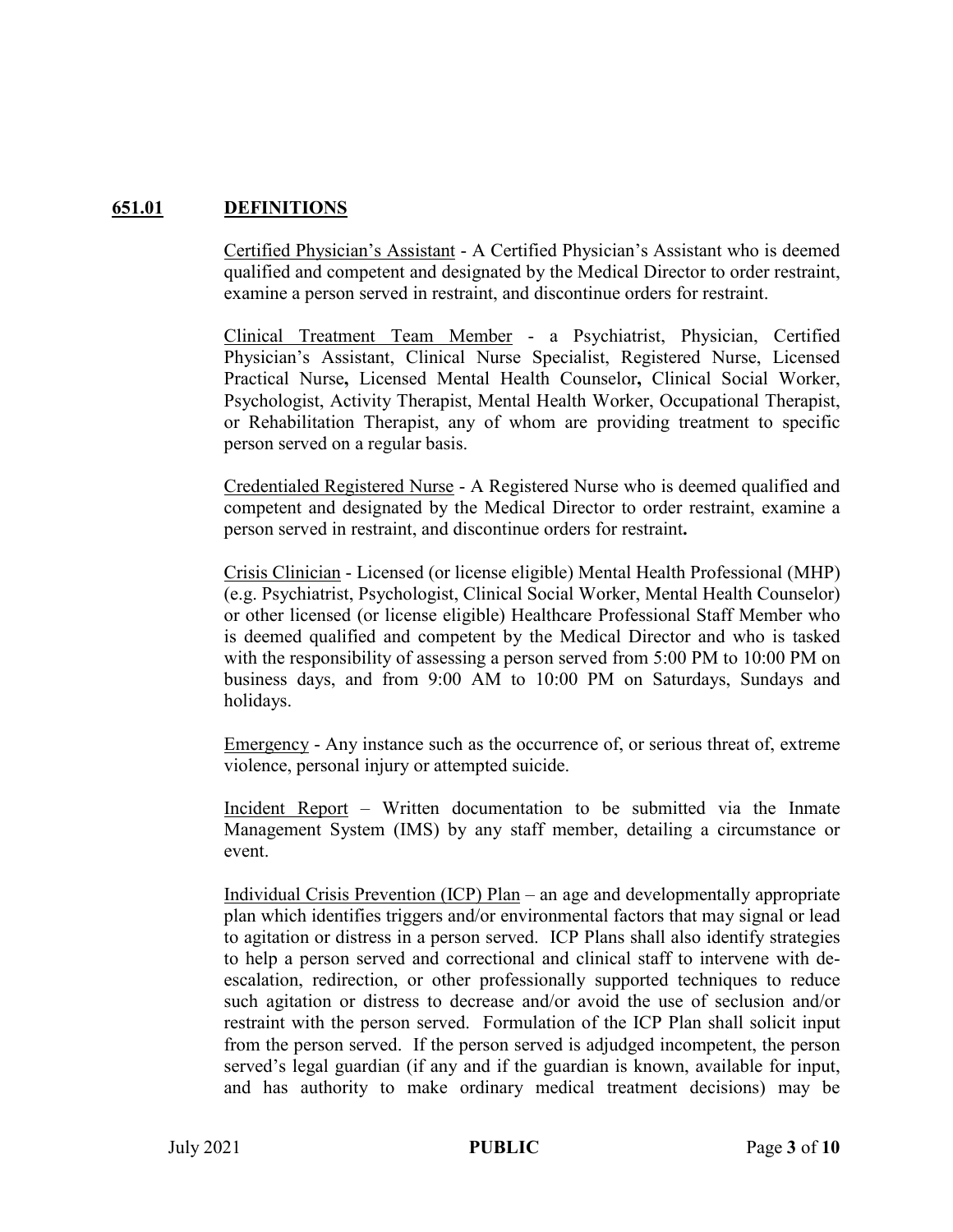## 651.01 DEFINITIONS

<u>Certified Physician's Assistant</u> - A Certified Physician's Assistant who is deemed qualified and competent and designated by the Medical Director to order restraint, examine a person served in restraint, and discontinue orders for restraint.

<u>Clinical Treatment Team Member</u> - a Psychiatrist, Physician, Certified Physician's Assistant, Clinical Nurse Specialist, Registered Nurse, Licensed Practical Nurse**,** Licensed Mental Health Counselor**,** Clinical Social Worker, Psychologist, Activity Therapist, Mental Health Worker, Occupational Therapist, or Rehabilitation Therapist, any of whom are providing treatment to specific person served on a regular basis.

<u>Credentialed Registered Nurse</u> - A Registered Nurse who is deemed qualified and competent and designated by the Medical Director to order restraint, examine a person served in restraint, and discontinue orders for restraint**.**

<u>Crisis Clinician</u> - Licensed (or license eligible) Mental Health Professional (MHP) (e.g. Psychiatrist, Psychologist, Clinical Social Worker, Mental Health Counselor) or other licensed (or license eligible) Healthcare Professional Staff Member who is deemed qualified and competent by the Medical Director and who is tasked with the responsibility of assessing a person served from 5:00 PM to 10:00 PM on business days, and from 9:00 AM to 10:00 PM on Saturdays, Sundays and holidays.

<u>Emergency</u> - Any instance such as the occurrence of, or serious threat of, extreme violence, personal injury or attempted suicide.

<u>Incident Report</u> – Written documentation to be submitted via the Inmate Management System (IMS) by any staff member, detailing a circumstance or event.

<u>Individual Crisis Prevention (ICP) Plan</u> – an age and developmentally appropriate plan which identifies triggers and/or environmental factors that may signal or lead to agitation or distress in a person served. ICP Plans shall also identify strategies to help a person served and correctional and clinical staff to intervene with de-escalation, redirection, or other professionally supported techniques to reduce such agitation or distress to decrease and/or avoid the use of seclusion and/or restraint with the person served. Formulation of the ICP Plan shall solicit input from the person served. If the person served is adjudged incompetent, the person served's legal guardian (if any and if the guardian is known, available for input, and has authority to make ordinary medical treatment decisions) may be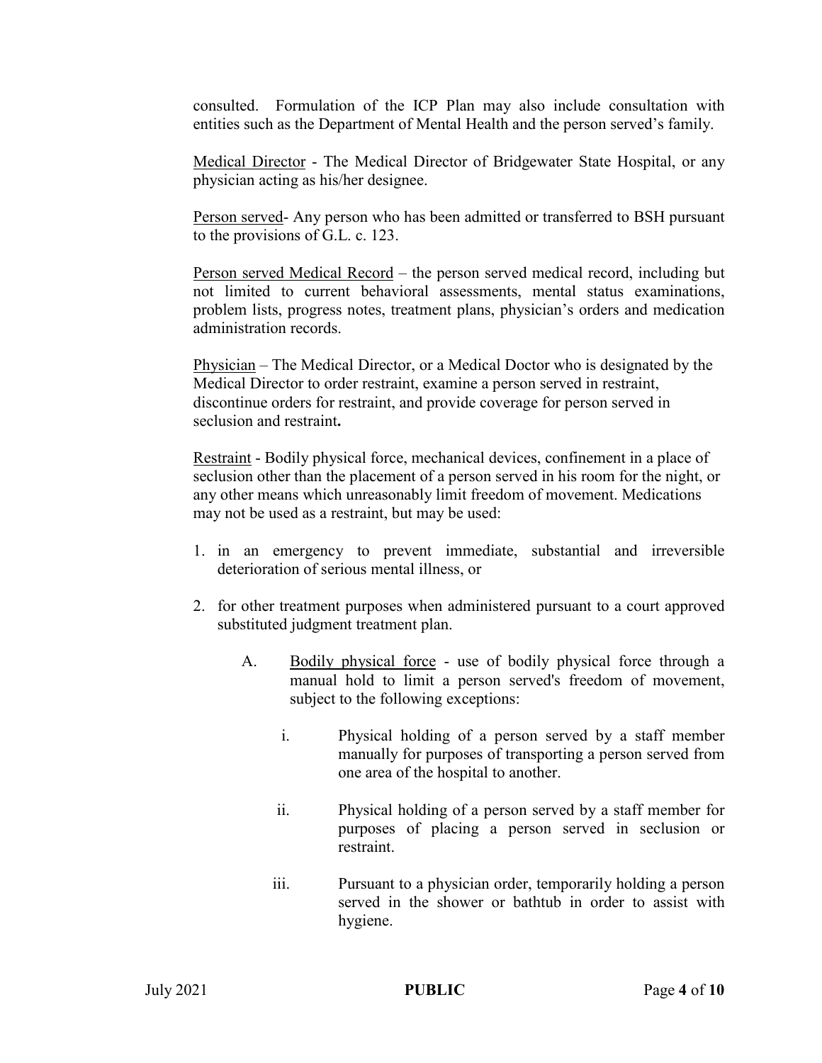consulted. Formulation of the ICP Plan may also include consultation with entities such as the Department of Mental Health and the person served's family.

Medical Director - The Medical Director of Bridgewater State Hospital, or any physician acting as his/her designee.

Person served- Any person who has been admitted or transferred to BSH pursuant to the provisions of G.L. c. 123.

Person served Medical Record – the person served medical record, including but not limited to current behavioral assessments, mental status examinations, problem lists, progress notes, treatment plans, physician's orders and medication administration records.

Physician – The Medical Director, or a Medical Doctor who is designated by the Medical Director to order restraint, examine a person served in restraint, discontinue orders for restraint, and provide coverage for person served in seclusion and restraint**.**

Restraint - Bodily physical force, mechanical devices, confinement in a place of seclusion other than the placement of a person served in his room for the night, or any other means which unreasonably limit freedom of movement. Medications may not be used as a restraint, but may be used:

1. in an emergency to prevent immediate, substantial and irreversible deterioration of serious mental illness, or
2. for other treatment purposes when administered pursuant to a court approved substituted judgment treatment plan.

   A. Bodily physical force - use of bodily physical force through a manual hold to limit a person served's freedom of movement, subject to the following exceptions:

      i. Physical holding of a person served by a staff member manually for purposes of transporting a person served from one area of the hospital to another.

      ii. Physical holding of a person served by a staff member for purposes of placing a person served in seclusion or restraint.

      iii. Pursuant to a physician order, temporarily holding a person served in the shower or bathtub in order to assist with hygiene.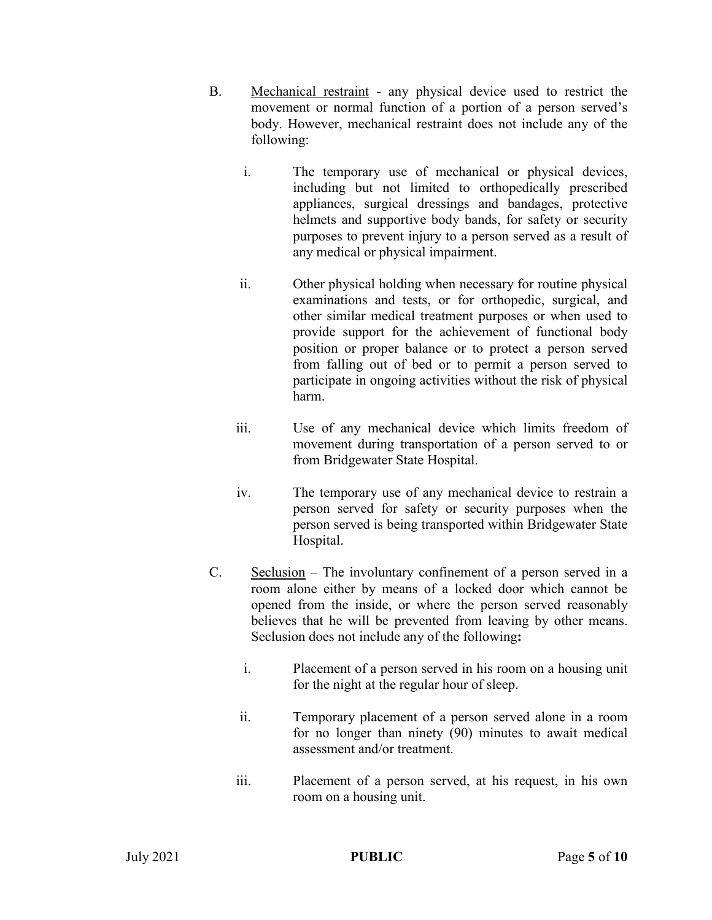B. <u>Mechanical restraint</u> - any physical device used to restrict the movement or normal function of a portion of a person served's body. However, mechanical restraint does not include any of the following:

   i. The temporary use of mechanical or physical devices, including but not limited to orthopedically prescribed appliances, surgical dressings and bandages, protective helmets and supportive body bands, for safety or security purposes to prevent injury to a person served as a result of any medical or physical impairment.

   ii. Other physical holding when necessary for routine physical examinations and tests, or for orthopedic, surgical, and other similar medical treatment purposes or when used to provide support for the achievement of functional body position or proper balance or to protect a person served from falling out of bed or to permit a person served to participate in ongoing activities without the risk of physical harm.

   iii. Use of any mechanical device which limits freedom of movement during transportation of a person served to or from Bridgewater State Hospital.

   iv. The temporary use of any mechanical device to restrain a person served for safety or security purposes when the person served is being transported within Bridgewater State Hospital.

C. <u>Seclusion</u> – The involuntary confinement of a person served in a room alone either by means of a locked door which cannot be opened from the inside, or where the person served reasonably believes that he will be prevented from leaving by other means. Seclusion does not include any of the following**:**

   i. Placement of a person served in his room on a housing unit for the night at the regular hour of sleep.

   ii. Temporary placement of a person served alone in a room for no longer than ninety (90) minutes to await medical assessment and/or treatment.

   iii. Placement of a person served, at his request, in his own room on a housing unit.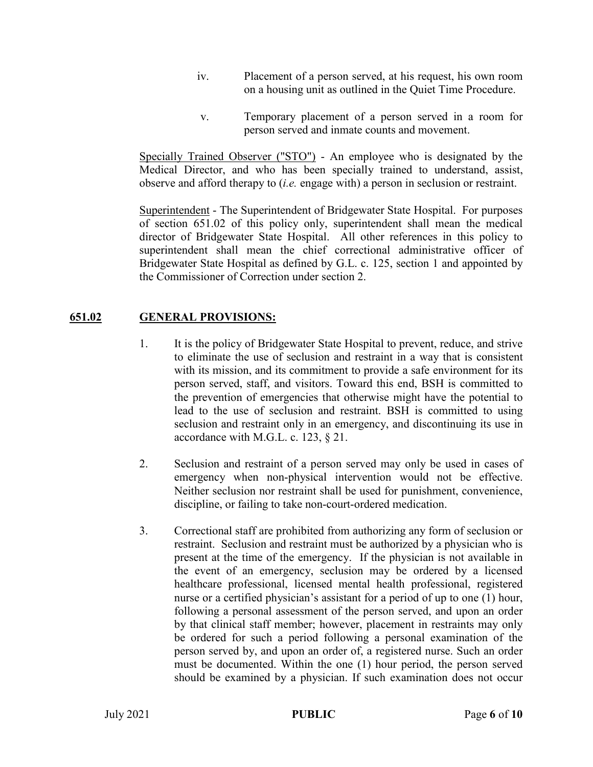iv. Placement of a person served, at his request, his own room on a housing unit as outlined in the Quiet Time Procedure.

v. Temporary placement of a person served in a room for person served and inmate counts and movement.

Specially Trained Observer ("STO") - An employee who is designated by the Medical Director, and who has been specially trained to understand, assist, observe and afford therapy to (*i.e.* engage with) a person in seclusion or restraint.

Superintendent - The Superintendent of Bridgewater State Hospital. For purposes of section 651.02 of this policy only, superintendent shall mean the medical director of Bridgewater State Hospital. All other references in this policy to superintendent shall mean the chief correctional administrative officer of Bridgewater State Hospital as defined by G.L. c. 125, section 1 and appointed by the Commissioner of Correction under section 2.

## 651.02 GENERAL PROVISIONS:

1. It is the policy of Bridgewater State Hospital to prevent, reduce, and strive to eliminate the use of seclusion and restraint in a way that is consistent with its mission, and its commitment to provide a safe environment for its person served, staff, and visitors. Toward this end, BSH is committed to the prevention of emergencies that otherwise might have the potential to lead to the use of seclusion and restraint. BSH is committed to using seclusion and restraint only in an emergency, and discontinuing its use in accordance with M.G.L. c. 123, § 21.

2. Seclusion and restraint of a person served may only be used in cases of emergency when non-physical intervention would not be effective. Neither seclusion nor restraint shall be used for punishment, convenience, discipline, or failing to take non-court-ordered medication.

3. Correctional staff are prohibited from authorizing any form of seclusion or restraint. Seclusion and restraint must be authorized by a physician who is present at the time of the emergency. If the physician is not available in the event of an emergency, seclusion may be ordered by a licensed healthcare professional, licensed mental health professional, registered nurse or a certified physician's assistant for a period of up to one (1) hour, following a personal assessment of the person served, and upon an order by that clinical staff member; however, placement in restraints may only be ordered for such a period following a personal examination of the person served by, and upon an order of, a registered nurse. Such an order must be documented. Within the one (1) hour period, the person served should be examined by a physician. If such examination does not occur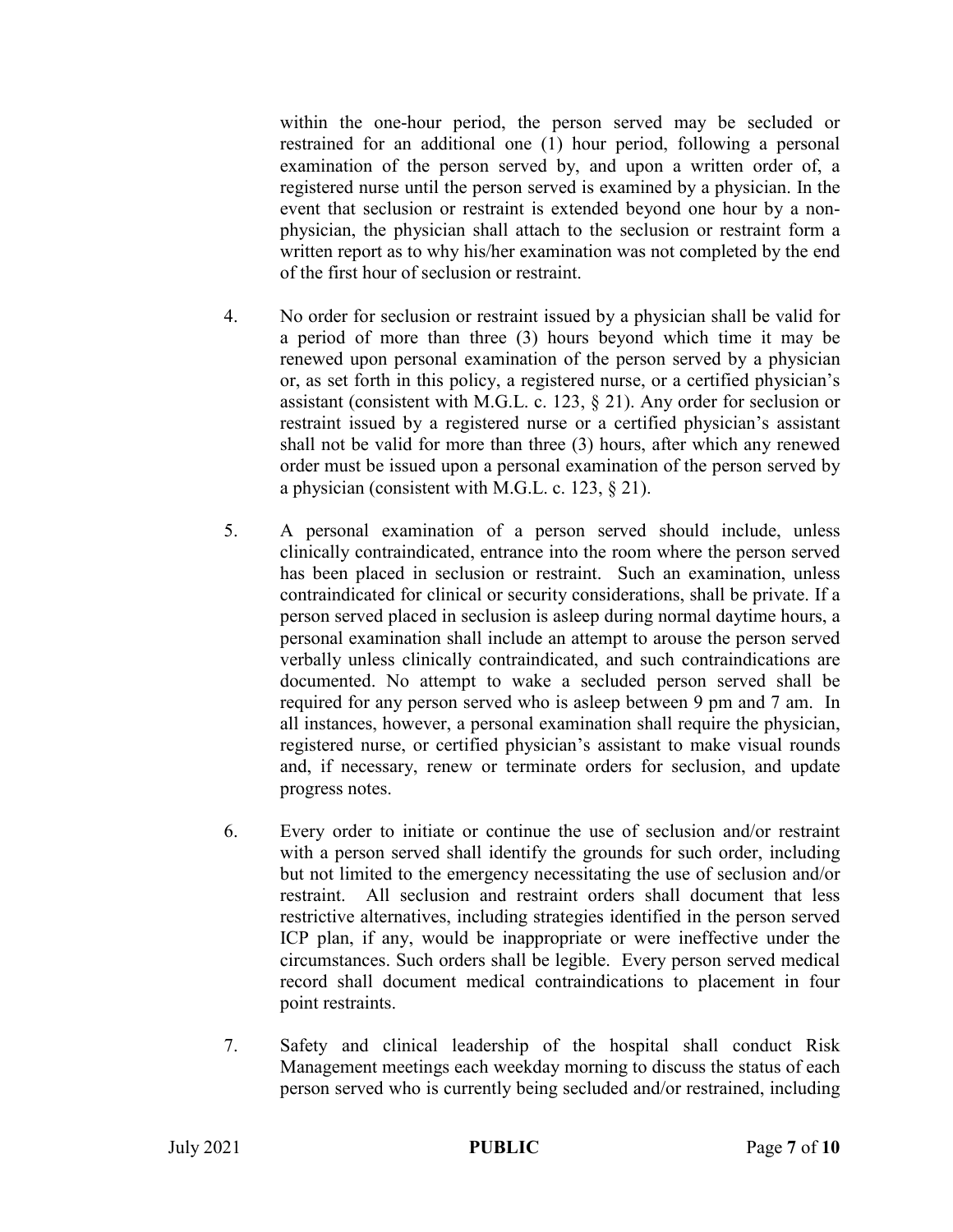within the one-hour period, the person served may be secluded or restrained for an additional one (1) hour period, following a personal examination of the person served by, and upon a written order of, a registered nurse until the person served is examined by a physician. In the event that seclusion or restraint is extended beyond one hour by a non-physician, the physician shall attach to the seclusion or restraint form a written report as to why his/her examination was not completed by the end of the first hour of seclusion or restraint.

4. No order for seclusion or restraint issued by a physician shall be valid for a period of more than three (3) hours beyond which time it may be renewed upon personal examination of the person served by a physician or, as set forth in this policy, a registered nurse, or a certified physician's assistant (consistent with M.G.L. c. 123, § 21). Any order for seclusion or restraint issued by a registered nurse or a certified physician's assistant shall not be valid for more than three (3) hours, after which any renewed order must be issued upon a personal examination of the person served by a physician (consistent with M.G.L. c. 123, § 21).

5. A personal examination of a person served should include, unless clinically contraindicated, entrance into the room where the person served has been placed in seclusion or restraint. Such an examination, unless contraindicated for clinical or security considerations, shall be private. If a person served placed in seclusion is asleep during normal daytime hours, a personal examination shall include an attempt to arouse the person served verbally unless clinically contraindicated, and such contraindications are documented. No attempt to wake a secluded person served shall be required for any person served who is asleep between 9 pm and 7 am. In all instances, however, a personal examination shall require the physician, registered nurse, or certified physician's assistant to make visual rounds and, if necessary, renew or terminate orders for seclusion, and update progress notes.

6. Every order to initiate or continue the use of seclusion and/or restraint with a person served shall identify the grounds for such order, including but not limited to the emergency necessitating the use of seclusion and/or restraint. All seclusion and restraint orders shall document that less restrictive alternatives, including strategies identified in the person served ICP plan, if any, would be inappropriate or were ineffective under the circumstances. Such orders shall be legible. Every person served medical record shall document medical contraindications to placement in four point restraints.

7. Safety and clinical leadership of the hospital shall conduct Risk Management meetings each weekday morning to discuss the status of each person served who is currently being secluded and/or restrained, including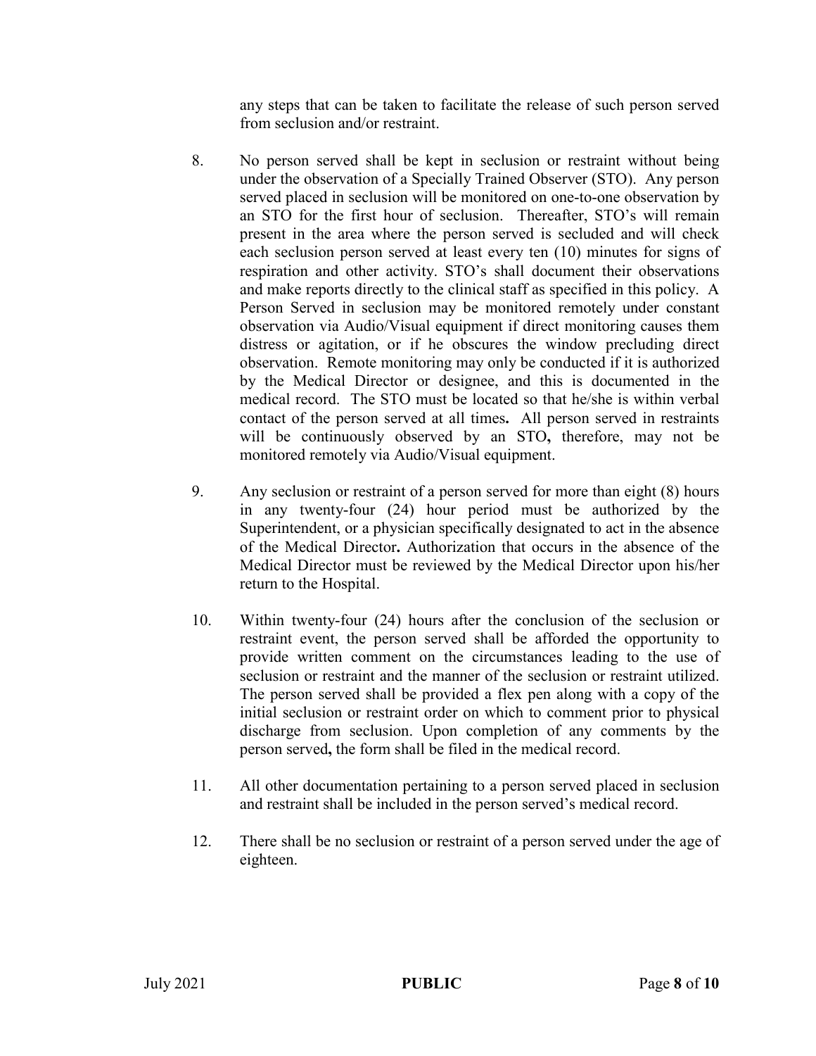any steps that can be taken to facilitate the release of such person served from seclusion and/or restraint.

8. No person served shall be kept in seclusion or restraint without being under the observation of a Specially Trained Observer (STO). Any person served placed in seclusion will be monitored on one-to-one observation by an STO for the first hour of seclusion. Thereafter, STO's will remain present in the area where the person served is secluded and will check each seclusion person served at least every ten (10) minutes for signs of respiration and other activity. STO's shall document their observations and make reports directly to the clinical staff as specified in this policy. A Person Served in seclusion may be monitored remotely under constant observation via Audio/Visual equipment if direct monitoring causes them distress or agitation, or if he obscures the window precluding direct observation. Remote monitoring may only be conducted if it is authorized by the Medical Director or designee, and this is documented in the medical record. The STO must be located so that he/she is within verbal contact of the person served at all times**.** All person served in restraints will be continuously observed by an STO**,** therefore, may not be monitored remotely via Audio/Visual equipment.

9. Any seclusion or restraint of a person served for more than eight (8) hours in any twenty-four (24) hour period must be authorized by the Superintendent, or a physician specifically designated to act in the absence of the Medical Director**.** Authorization that occurs in the absence of the Medical Director must be reviewed by the Medical Director upon his/her return to the Hospital.

10. Within twenty-four (24) hours after the conclusion of the seclusion or restraint event, the person served shall be afforded the opportunity to provide written comment on the circumstances leading to the use of seclusion or restraint and the manner of the seclusion or restraint utilized. The person served shall be provided a flex pen along with a copy of the initial seclusion or restraint order on which to comment prior to physical discharge from seclusion. Upon completion of any comments by the person served**,** the form shall be filed in the medical record.

11. All other documentation pertaining to a person served placed in seclusion and restraint shall be included in the person served's medical record.

12. There shall be no seclusion or restraint of a person served under the age of eighteen.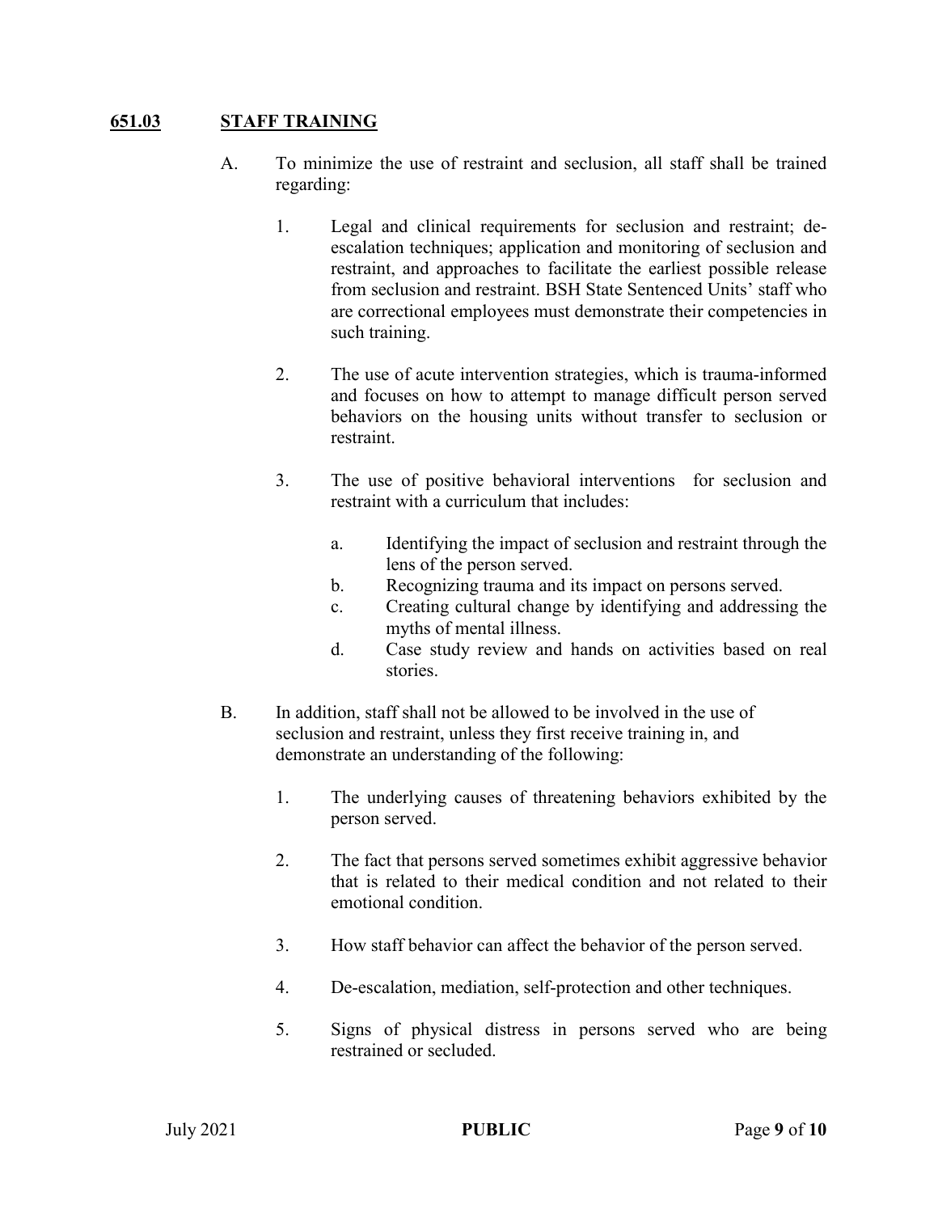## **651.03 STAFF TRAINING**

A. To minimize the use of restraint and seclusion, all staff shall be trained regarding:

1. Legal and clinical requirements for seclusion and restraint; de-escalation techniques; application and monitoring of seclusion and restraint, and approaches to facilitate the earliest possible release from seclusion and restraint. BSH State Sentenced Units' staff who are correctional employees must demonstrate their competencies in such training.

2. The use of acute intervention strategies, which is trauma-informed and focuses on how to attempt to manage difficult person served behaviors on the housing units without transfer to seclusion or restraint.

3. The use of positive behavioral interventions for seclusion and restraint with a curriculum that includes:

    a. Identifying the impact of seclusion and restraint through the lens of the person served.
    b. Recognizing trauma and its impact on persons served.
    c. Creating cultural change by identifying and addressing the myths of mental illness.
    d. Case study review and hands on activities based on real stories.

B. In addition, staff shall not be allowed to be involved in the use of seclusion and restraint, unless they first receive training in, and demonstrate an understanding of the following:

1. The underlying causes of threatening behaviors exhibited by the person served.

2. The fact that persons served sometimes exhibit aggressive behavior that is related to their medical condition and not related to their emotional condition.

3. How staff behavior can affect the behavior of the person served.

4. De-escalation, mediation, self-protection and other techniques.

5. Signs of physical distress in persons served who are being restrained or secluded.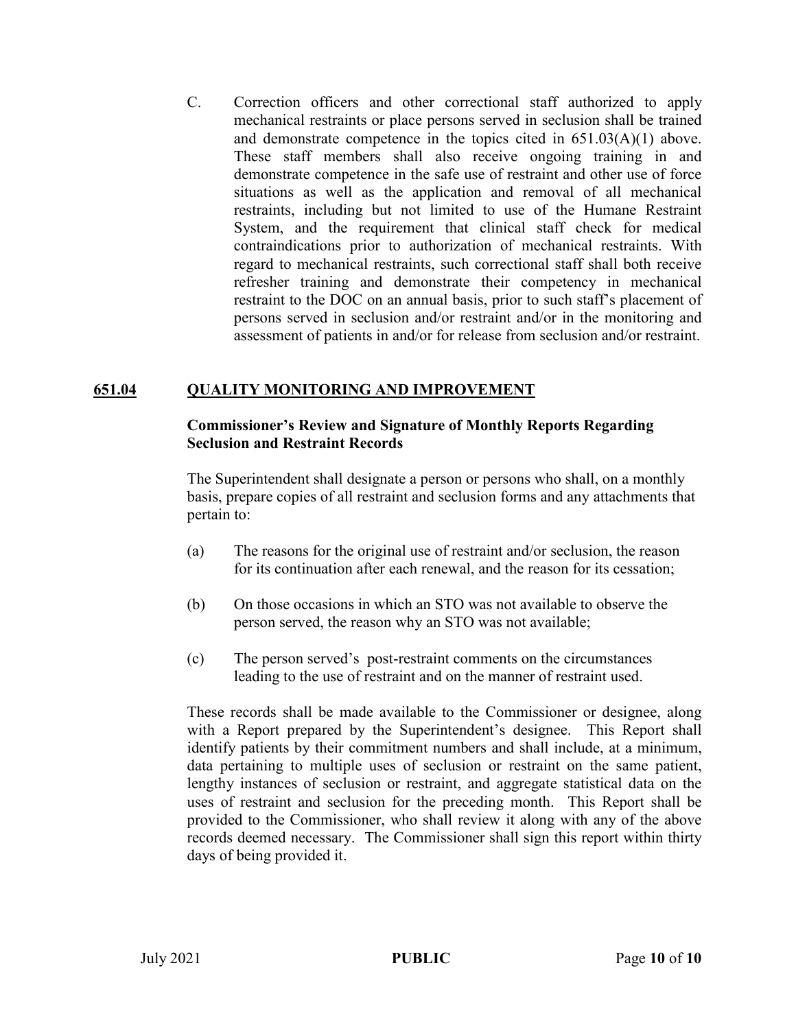C. Correction officers and other correctional staff authorized to apply mechanical restraints or place persons served in seclusion shall be trained and demonstrate competence in the topics cited in 651.03(A)(1) above. These staff members shall also receive ongoing training in and demonstrate competence in the safe use of restraint and other use of force situations as well as the application and removal of all mechanical restraints, including but not limited to use of the Humane Restraint System, and the requirement that clinical staff check for medical contraindications prior to authorization of mechanical restraints. With regard to mechanical restraints, such correctional staff shall both receive refresher training and demonstrate their competency in mechanical restraint to the DOC on an annual basis, prior to such staff's placement of persons served in seclusion and/or restraint and/or in the monitoring and assessment of patients in and/or for release from seclusion and/or restraint.

## 651.04 QUALITY MONITORING AND IMPROVEMENT

**Commissioner's Review and Signature of Monthly Reports Regarding Seclusion and Restraint Records**

The Superintendent shall designate a person or persons who shall, on a monthly basis, prepare copies of all restraint and seclusion forms and any attachments that pertain to:

(a) The reasons for the original use of restraint and/or seclusion, the reason for its continuation after each renewal, and the reason for its cessation;

(b) On those occasions in which an STO was not available to observe the person served, the reason why an STO was not available;

(c) The person served's post-restraint comments on the circumstances leading to the use of restraint and on the manner of restraint used.

These records shall be made available to the Commissioner or designee, along with a Report prepared by the Superintendent's designee. This Report shall identify patients by their commitment numbers and shall include, at a minimum, data pertaining to multiple uses of seclusion or restraint on the same patient, lengthy instances of seclusion or restraint, and aggregate statistical data on the uses of restraint and seclusion for the preceding month. This Report shall be provided to the Commissioner, who shall review it along with any of the above records deemed necessary. The Commissioner shall sign this report within thirty days of being provided it.